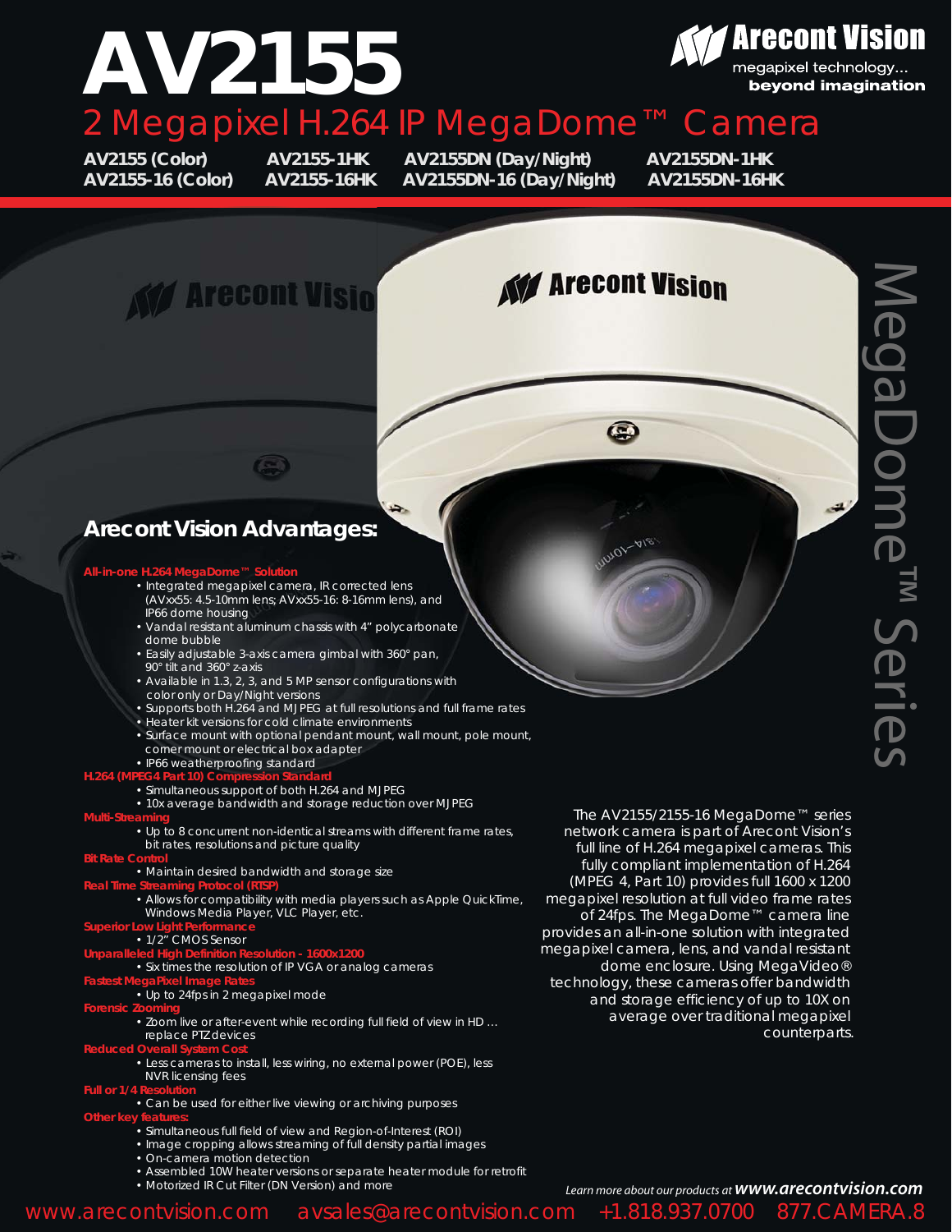# AV2155

## 2 Megapixel H.264 IP MegaDome™ Camera

AV2155 (Color) AV2155-1HK AV2155DN (Day/Night) AV2155DN-1HK
AV2155-16 (Color) AV2155-16HK AV2155DN-16 (Day/Night) AV2155DN-16HK

Arecont Vision — megapixel technology... beyond imagination

MegaDome™ Series

## Arecont Vision Advantages:

**All-in-one H.264 MegaDome™ Solution**

- Integrated megapixel camera, IR corrected lens (AVxx55: 4.5-10mm lens; AVxx55-16: 8-16mm lens), and IP66 dome housing
- Vandal resistant aluminum chassis with 4" polycarbonate dome bubble
- Easily adjustable 3-axis camera gimbal with 360° pan, 90° tilt and 360° z-axis
- Available in 1.3, 2, 3, and 5 MP sensor configurations with color only or Day/Night versions
- Supports both H.264 and MJPEG at full resolutions and full frame rates
- Heater kit versions for cold climate environments
- Surface mount with optional pendant mount, wall mount, pole mount, corner mount or electrical box adapter
- IP66 weatherproofing standard

**H.264 (MPEG4 Part 10) Compression Standard**

- Simultaneous support of both H.264 and MJPEG
- 10x average bandwidth and storage reduction over MJPEG

**Multi-Streaming**

- Up to 8 concurrent non-identical streams with different frame rates, bit rates, resolutions and picture quality

**Bit Rate Control**

- Maintain desired bandwidth and storage size

**Real Time Streaming Protocol (RTSP)**

- Allows for compatibility with media players such as Apple QuickTime, Windows Media Player, VLC Player, etc.

**Superior Low Light Performance**

- 1/2" CMOS Sensor

**Unparalleled High Definition Resolution - 1600x1200**

- Six times the resolution of IP VGA or analog cameras

**Fastest MegaPixel Image Rates**

- Up to 24fps in 2 megapixel mode

**Forensic Zooming**

- Zoom live or after-event while recording full field of view in HD ... replace PTZ devices

**Reduced Overall System Cost**

- Less cameras to install, less wiring, no external power (POE), less NVR licensing fees

**Full or 1/4 Resolution**

- Can be used for either live viewing or archiving purposes

**Other key features:**

- Simultaneous full field of view and Region-of-Interest (ROI)
- Image cropping allows streaming of full density partial images
- On-camera motion detection
- Assembled 10W heater versions or separate heater module for retrofit
- Motorized IR Cut Filter (DN Version) and more

The AV2155/2155-16 MegaDome™ series network camera is part of Arecont Vision's full line of H.264 megapixel cameras. This fully compliant implementation of H.264 (MPEG 4, Part 10) provides full 1600 x 1200 megapixel resolution at full video frame rates of 24fps. The MegaDome™ camera line provides an all-in-one solution with integrated megapixel camera, lens, and vandal resistant dome enclosure. Using MegaVideo® technology, these cameras offer bandwidth and storage efficiency of up to 10X on average over traditional megapixel counterparts.

*Learn more about our products at **www.arecontvision.com***

www.arecontvision.com avsales@arecontvision.com +1.818.937.0700 877.CAMERA.8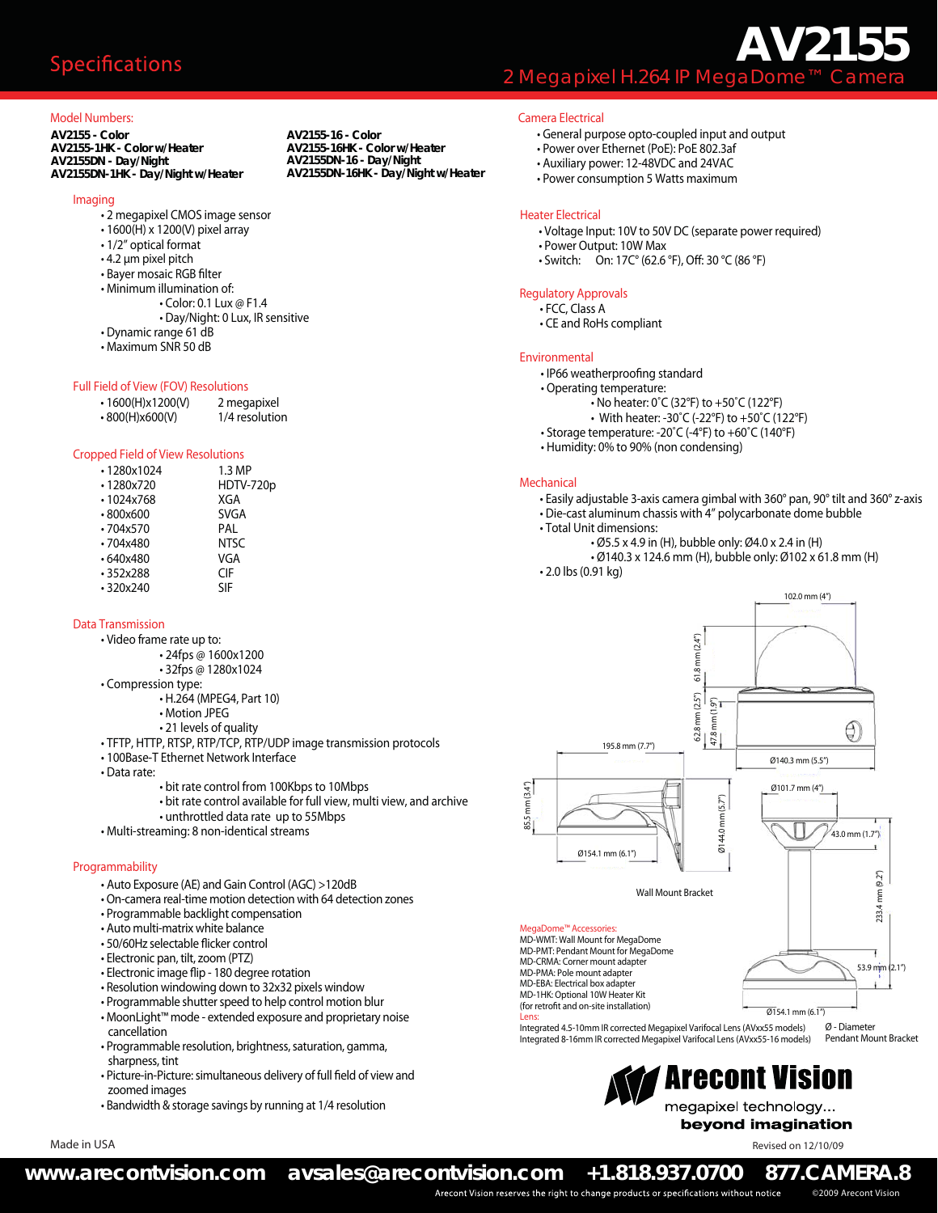# AV2155

## 2 Megapixel H.264 IP MegaDome™ Camera

# Specifications

### Model Numbers:

| | |
|---|---|
| **AV2155 - Color** | **AV2155-16 - Color** |
| **AV2155-1HK - Color w/Heater** | **AV2155-16HK - Color w/Heater** |
| **AV2155DN - Day/Night** | **AV2155DN-16 - Day/Night** |
| **AV2155DN-1HK - Day/Night w/Heater** | **AV2155DN-16HK - Day/Night w/Heater** |

### Imaging

- 2 megapixel CMOS image sensor
- 1600(H) x 1200(V) pixel array
- 1/2" optical format
- 4.2 µm pixel pitch
- Bayer mosaic RGB filter
- Minimum illumination of:
  - Color: 0.1 Lux @ F1.4
  - Day/Night: 0 Lux, IR sensitive
- Dynamic range 61 dB
- Maximum SNR 50 dB

### Full Field of View (FOV) Resolutions

| | |
|---|---|
| • 1600(H)x1200(V) | 2 megapixel |
| • 800(H)x600(V) | 1/4 resolution |

### Cropped Field of View Resolutions

| | |
|---|---|
| • 1280x1024 | 1.3 MP |
| • 1280x720 | HDTV-720p |
| • 1024x768 | XGA |
| • 800x600 | SVGA |
| • 704x570 | PAL |
| • 704x480 | NTSC |
| • 640x480 | VGA |
| • 352x288 | CIF |
| • 320x240 | SIF |

### Data Transmission

- Video frame rate up to:
  - 24fps @ 1600x1200
  - 32fps @ 1280x1024
- Compression type:
  - H.264 (MPEG4, Part 10)
  - Motion JPEG
  - 21 levels of quality
- TFTP, HTTP, RTSP, RTP/TCP, RTP/UDP image transmission protocols
- 100Base-T Ethernet Network Interface
- Data rate:
  - bit rate control from 100Kbps to 10Mbps
  - bit rate control available for full view, multi view, and archive
  - unthrottled data rate up to 55Mbps
- Multi-streaming: 8 non-identical streams

### Programmability

- Auto Exposure (AE) and Gain Control (AGC) >120dB
- On-camera real-time motion detection with 64 detection zones
- Programmable backlight compensation
- Auto multi-matrix white balance
- 50/60Hz selectable flicker control
- Electronic pan, tilt, zoom (PTZ)
- Electronic image flip - 180 degree rotation
- Resolution windowing down to 32x32 pixels window
- Programmable shutter speed to help control motion blur
- MoonLight™ mode - extended exposure and proprietary noise cancellation
- Programmable resolution, brightness, saturation, gamma, sharpness, tint
- Picture-in-Picture: simultaneous delivery of full field of view and zoomed images
- Bandwidth & storage savings by running at 1/4 resolution

### Camera Electrical

- General purpose opto-coupled input and output
- Power over Ethernet (PoE): PoE 802.3af
- Auxiliary power: 12-48VDC and 24VAC
- Power consumption 5 Watts maximum

### Heater Electrical

- Voltage Input: 10V to 50V DC (separate power required)
- Power Output: 10W Max
- Switch: On: 17C° (62.6 °F), Off: 30 °C (86 °F)

### Regulatory Approvals

- FCC, Class A
- CE and RoHs compliant

### Environmental

- IP66 weatherproofing standard
- Operating temperature:
  - No heater: 0˚C (32°F) to +50˚C (122°F)
  - With heater: -30˚C (-22°F) to +50˚C (122°F)
- Storage temperature: -20˚C (-4°F) to +60˚C (140°F)
- Humidity: 0% to 90% (non condensing)

### Mechanical

- Easily adjustable 3-axis camera gimbal with 360° pan, 90° tilt and 360° z-axis
- Die-cast aluminum chassis with 4" polycarbonate dome bubble
- Total Unit dimensions:
  - Ø5.5 x 4.9 in (H), bubble only: Ø4.0 x 2.4 in (H)
  - Ø140.3 x 124.6 mm (H), bubble only: Ø102 x 61.8 mm (H)
- 2.0 lbs (0.91 kg)

102.0 mm (4")
61.8 mm (2.4")
62.8 mm (2.5")
47.8 mm (1.9")
Ø140.3 mm (5.5")
195.8 mm (7.7")
85.5 mm (3.4")
Ø154.1 mm (6.1")
Ø144.0 mm (5.7")
Ø101.7 mm (4")
43.0 mm (1.7")
233.4 mm (9.2")
53.9 mm (2.1")
Ø154.1 mm (6.1")

Wall Mount Bracket

Ø - Diameter
Pendant Mount Bracket

MegaDome™ Accessories:
MD-WMT: Wall Mount for MegaDome
MD-PMT: Pendant Mount for MegaDome
MD-CRMA: Corner mount adapter
MD-PMA: Pole mount adapter
MD-EBA: Electrical box adapter
MD-1HK: Optional 10W Heater Kit
(for retrofit and on-site installation)

Lens:
Integrated 4.5-10mm IR corrected Megapixel Varifocal Lens (AVxx55 models)
Integrated 8-16mm IR corrected Megapixel Varifocal Lens (AVxx55-16 models)

Arecont Vision
megapixel technology...
**beyond imagination**

Made in USA

Revised on 12/10/09

**www.arecontvision.com  avsales@arecontvision.com  +1.818.937.0700  877.CAMERA.8**

Arecont Vision reserves the right to change products or specifications without notice  ©2009 Arecont Vision